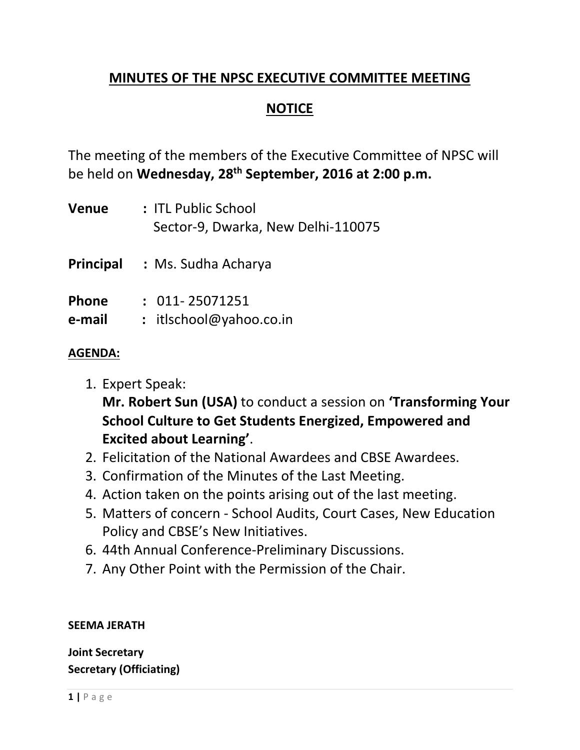# MINUTES OF THE NPSC EXECUTIVE COMMITTEE MEETING

## NOTICE

The meeting of the members of the Executive Committee of NPSC will be held on **Wednesday, 28th September, 2016 at 2:00 p.m.**

**Venue** : ITL Public School
Sector-9, Dwarka, New Delhi-110075

**Principal** : Ms. Sudha Acharya

**Phone** : 011- 25071251
**e-mail** : itlschool@yahoo.co.in

**AGENDA:**

1. Expert Speak:
   **Mr. Robert Sun (USA)** to conduct a session on **'Transforming Your School Culture to Get Students Energized, Empowered and Excited about Learning'**.
2. Felicitation of the National Awardees and CBSE Awardees.
3. Confirmation of the Minutes of the Last Meeting.
4. Action taken on the points arising out of the last meeting.
5. Matters of concern - School Audits, Court Cases, New Education Policy and CBSE's New Initiatives.
6. 44th Annual Conference-Preliminary Discussions.
7. Any Other Point with the Permission of the Chair.

**SEEMA JERATH**

**Joint Secretary**
**Secretary (Officiating)**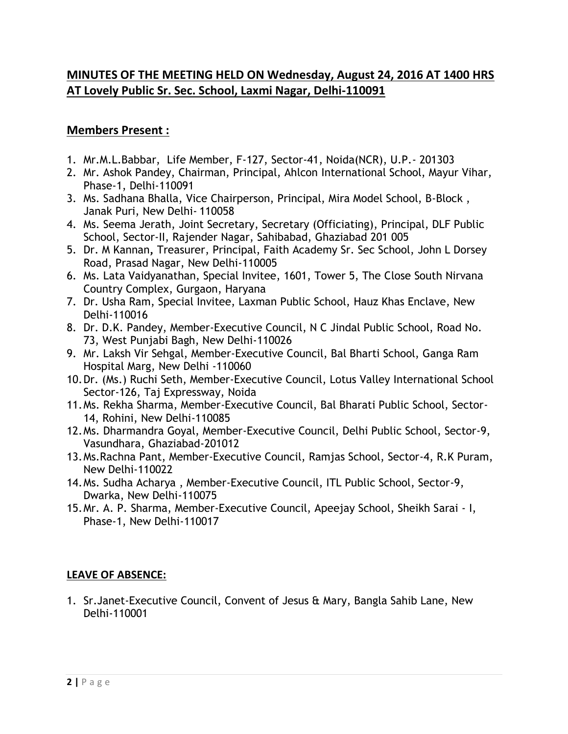## MINUTES OF THE MEETING HELD ON Wednesday, August 24, 2016 AT 1400 HRS AT Lovely Public Sr. Sec. School, Laxmi Nagar, Delhi-110091

## Members Present :

1. Mr.M.L.Babbar, Life Member, F-127, Sector-41, Noida(NCR), U.P.- 201303
2. Mr. Ashok Pandey, Chairman, Principal, Ahlcon International School, Mayur Vihar, Phase-1, Delhi-110091
3. Ms. Sadhana Bhalla, Vice Chairperson, Principal, Mira Model School, B-Block , Janak Puri, New Delhi- 110058
4. Ms. Seema Jerath, Joint Secretary, Secretary (Officiating), Principal, DLF Public School, Sector-II, Rajender Nagar, Sahibabad, Ghaziabad 201 005
5. Dr. M Kannan, Treasurer, Principal, Faith Academy Sr. Sec School, John L Dorsey Road, Prasad Nagar, New Delhi-110005
6. Ms. Lata Vaidyanathan, Special Invitee, 1601, Tower 5, The Close South Nirvana Country Complex, Gurgaon, Haryana
7. Dr. Usha Ram, Special Invitee, Laxman Public School, Hauz Khas Enclave, New Delhi-110016
8. Dr. D.K. Pandey, Member-Executive Council, N C Jindal Public School, Road No. 73, West Punjabi Bagh, New Delhi-110026
9. Mr. Laksh Vir Sehgal, Member-Executive Council, Bal Bharti School, Ganga Ram Hospital Marg, New Delhi -110060
10. Dr. (Ms.) Ruchi Seth, Member-Executive Council, Lotus Valley International School Sector-126, Taj Expressway, Noida
11. Ms. Rekha Sharma, Member-Executive Council, Bal Bharati Public School, Sector-14, Rohini, New Delhi-110085
12. Ms. Dharmandra Goyal, Member-Executive Council, Delhi Public School, Sector-9, Vasundhara, Ghaziabad-201012
13. Ms.Rachna Pant, Member-Executive Council, Ramjas School, Sector-4, R.K Puram, New Delhi-110022
14. Ms. Sudha Acharya , Member-Executive Council, ITL Public School, Sector-9, Dwarka, New Delhi-110075
15. Mr. A. P. Sharma, Member-Executive Council, Apeejay School, Sheikh Sarai - I, Phase-1, New Delhi-110017

### LEAVE OF ABSENCE:

1. Sr.Janet-Executive Council, Convent of Jesus & Mary, Bangla Sahib Lane, New Delhi-110001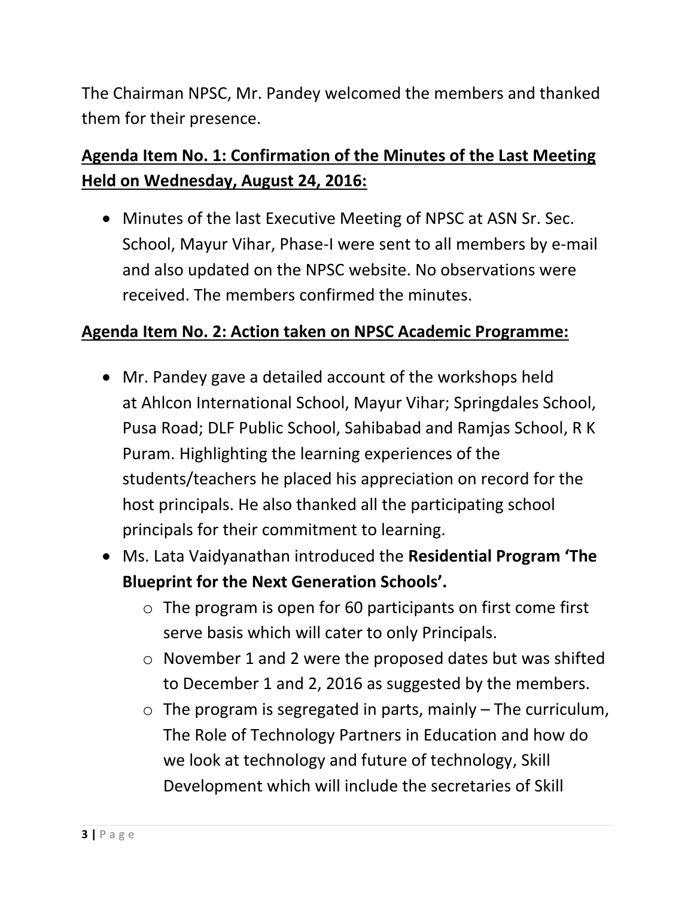The Chairman NPSC, Mr. Pandey welcomed the members and thanked them for their presence.

**Agenda Item No. 1: Confirmation of the Minutes of the Last Meeting Held on Wednesday, August 24, 2016:**

- Minutes of the last Executive Meeting of NPSC at ASN Sr. Sec. School, Mayur Vihar, Phase-I were sent to all members by e-mail and also updated on the NPSC website. No observations were received. The members confirmed the minutes.

**Agenda Item No. 2: Action taken on NPSC Academic Programme:**

- Mr. Pandey gave a detailed account of the workshops held at Ahlcon International School, Mayur Vihar; Springdales School, Pusa Road; DLF Public School, Sahibabad and Ramjas School, R K Puram. Highlighting the learning experiences of the students/teachers he placed his appreciation on record for the host principals. He also thanked all the participating school principals for their commitment to learning.
- Ms. Lata Vaidyanathan introduced the **Residential Program 'The Blueprint for the Next Generation Schools'.**
  - The program is open for 60 participants on first come first serve basis which will cater to only Principals.
  - November 1 and 2 were the proposed dates but was shifted to December 1 and 2, 2016 as suggested by the members.
  - The program is segregated in parts, mainly – The curriculum, The Role of Technology Partners in Education and how do we look at technology and future of technology, Skill Development which will include the secretaries of Skill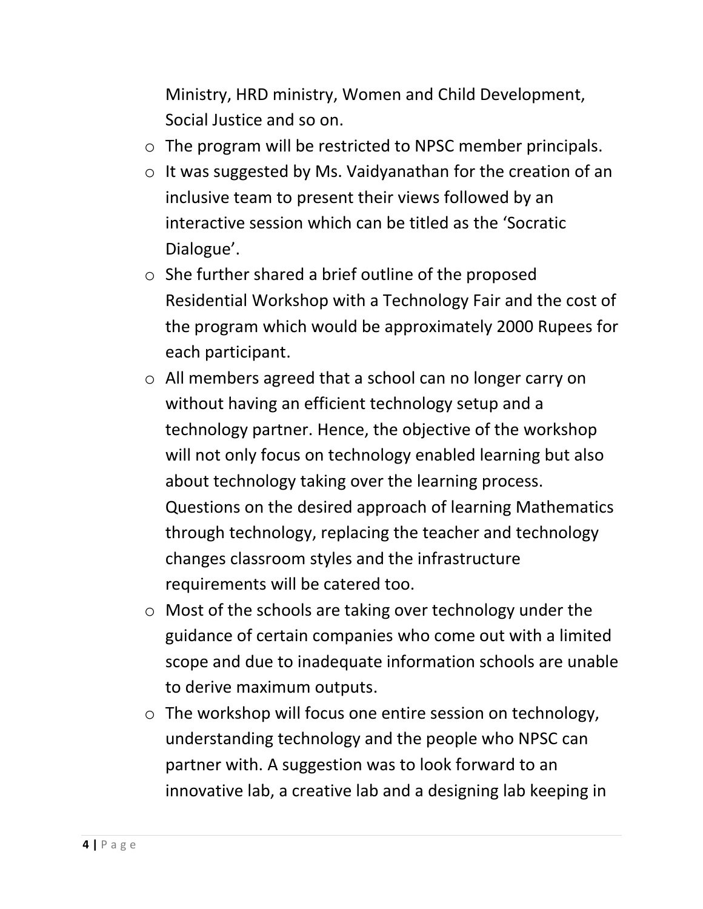Ministry, HRD ministry, Women and Child Development, Social Justice and so on.

- The program will be restricted to NPSC member principals.
- It was suggested by Ms. Vaidyanathan for the creation of an inclusive team to present their views followed by an interactive session which can be titled as the 'Socratic Dialogue'.
- She further shared a brief outline of the proposed Residential Workshop with a Technology Fair and the cost of the program which would be approximately 2000 Rupees for each participant.
- All members agreed that a school can no longer carry on without having an efficient technology setup and a technology partner. Hence, the objective of the workshop will not only focus on technology enabled learning but also about technology taking over the learning process. Questions on the desired approach of learning Mathematics through technology, replacing the teacher and technology changes classroom styles and the infrastructure requirements will be catered too.
- Most of the schools are taking over technology under the guidance of certain companies who come out with a limited scope and due to inadequate information schools are unable to derive maximum outputs.
- The workshop will focus one entire session on technology, understanding technology and the people who NPSC can partner with. A suggestion was to look forward to an innovative lab, a creative lab and a designing lab keeping in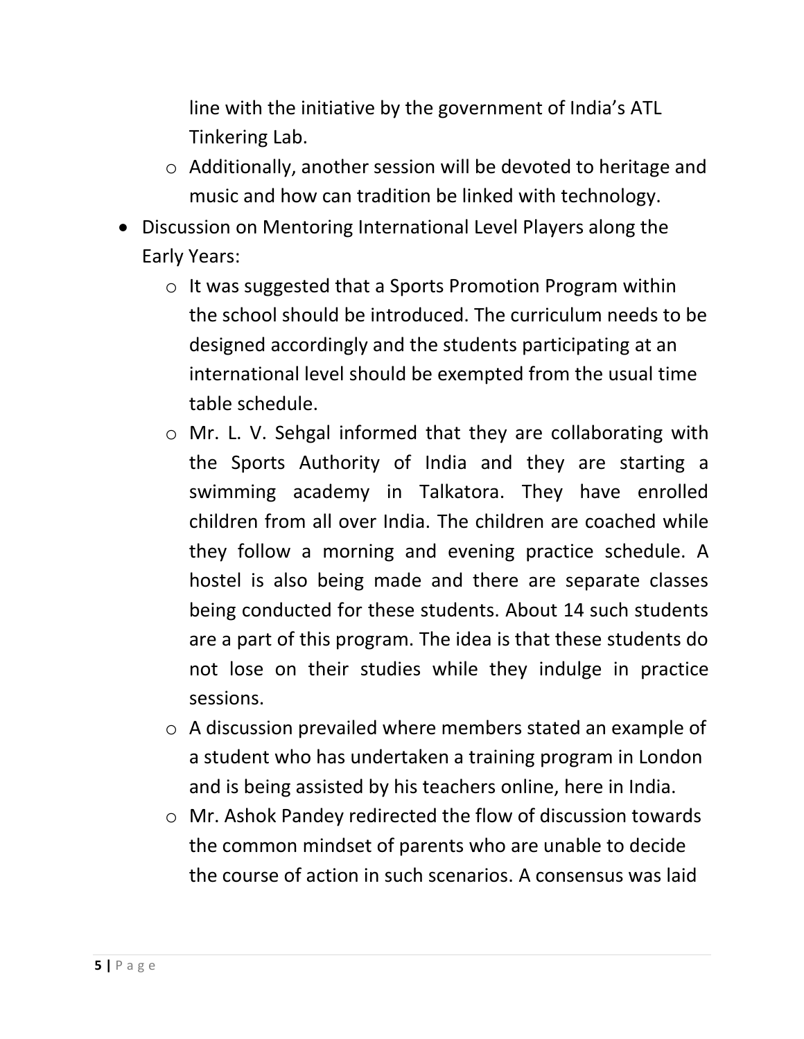line with the initiative by the government of India's ATL Tinkering Lab.
- Additionally, another session will be devoted to heritage and music and how can tradition be linked with technology.

- Discussion on Mentoring International Level Players along the Early Years:
  - It was suggested that a Sports Promotion Program within the school should be introduced. The curriculum needs to be designed accordingly and the students participating at an international level should be exempted from the usual time table schedule.
  - Mr. L. V. Sehgal informed that they are collaborating with the Sports Authority of India and they are starting a swimming academy in Talkatora. They have enrolled children from all over India. The children are coached while they follow a morning and evening practice schedule. A hostel is also being made and there are separate classes being conducted for these students. About 14 such students are a part of this program. The idea is that these students do not lose on their studies while they indulge in practice sessions.
  - A discussion prevailed where members stated an example of a student who has undertaken a training program in London and is being assisted by his teachers online, here in India.
  - Mr. Ashok Pandey redirected the flow of discussion towards the common mindset of parents who are unable to decide the course of action in such scenarios. A consensus was laid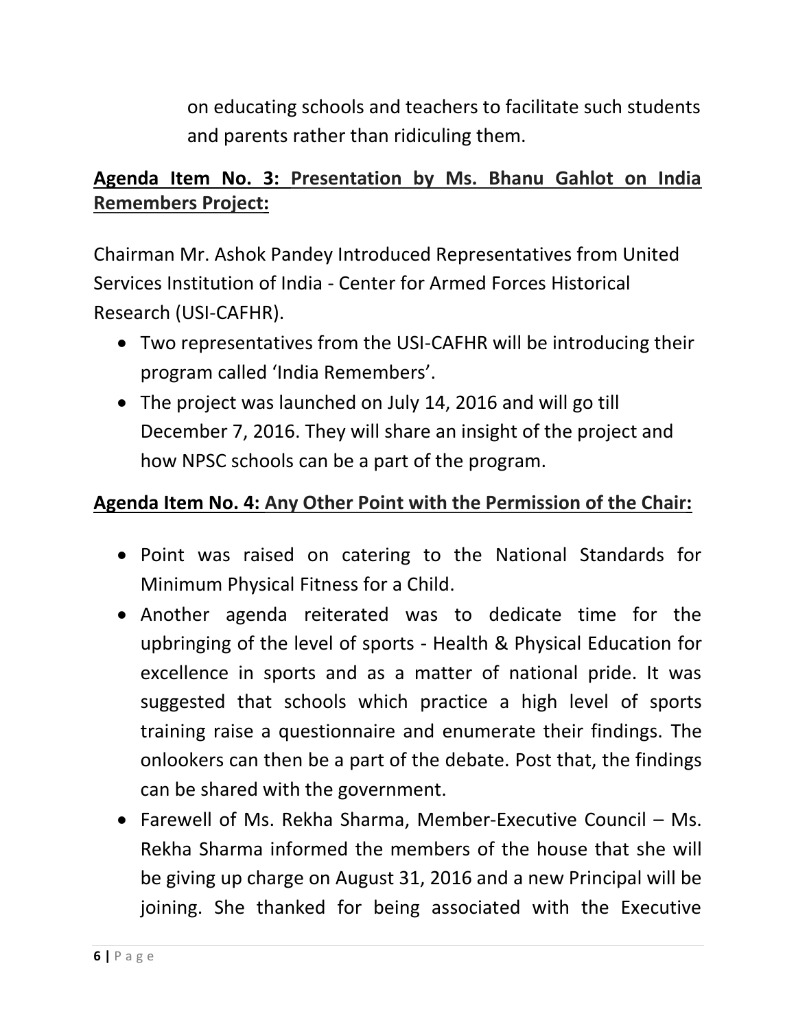on educating schools and teachers to facilitate such students and parents rather than ridiculing them.

**Agenda Item No. 3: Presentation by Ms. Bhanu Gahlot on India Remembers Project:**

Chairman Mr. Ashok Pandey Introduced Representatives from United Services Institution of India - Center for Armed Forces Historical Research (USI-CAFHR).

- Two representatives from the USI-CAFHR will be introducing their program called 'India Remembers'.
- The project was launched on July 14, 2016 and will go till December 7, 2016. They will share an insight of the project and how NPSC schools can be a part of the program.

**Agenda Item No. 4: Any Other Point with the Permission of the Chair:**

- Point was raised on catering to the National Standards for Minimum Physical Fitness for a Child.
- Another agenda reiterated was to dedicate time for the upbringing of the level of sports - Health & Physical Education for excellence in sports and as a matter of national pride. It was suggested that schools which practice a high level of sports training raise a questionnaire and enumerate their findings. The onlookers can then be a part of the debate. Post that, the findings can be shared with the government.
- Farewell of Ms. Rekha Sharma, Member-Executive Council – Ms. Rekha Sharma informed the members of the house that she will be giving up charge on August 31, 2016 and a new Principal will be joining. She thanked for being associated with the Executive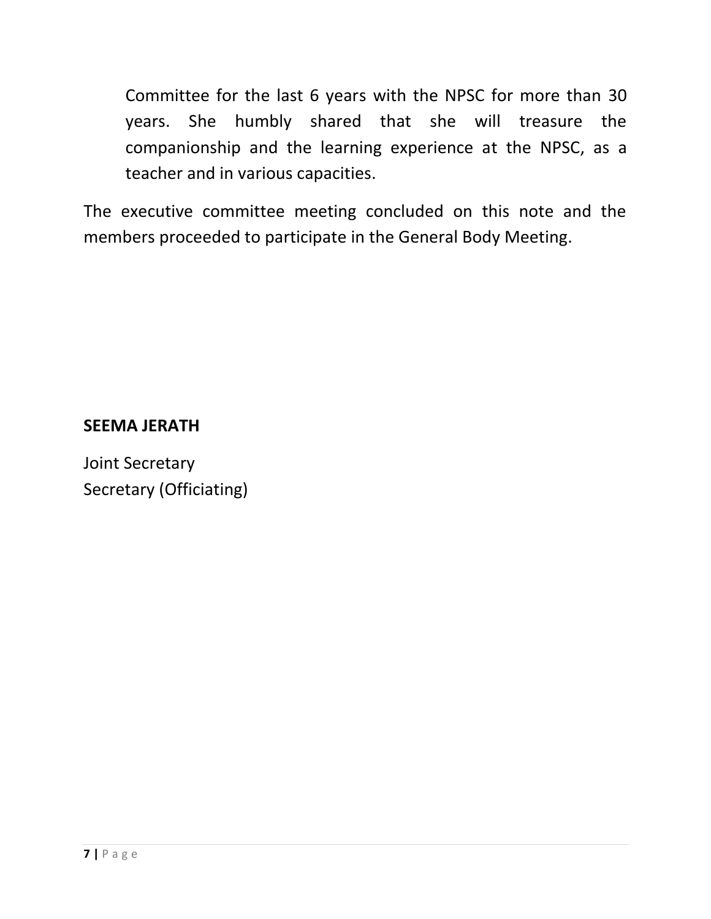Committee for the last 6 years with the NPSC for more than 30 years. She humbly shared that she will treasure the companionship and the learning experience at the NPSC, as a teacher and in various capacities.

The executive committee meeting concluded on this note and the members proceeded to participate in the General Body Meeting.

**SEEMA JERATH**

Joint Secretary
Secretary (Officiating)